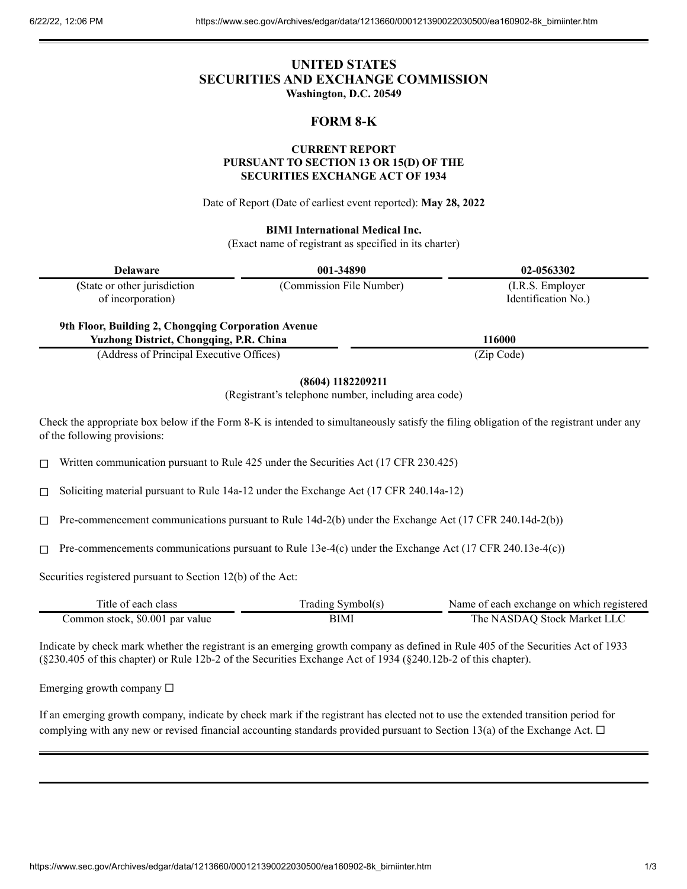# UNITED STATES
# SECURITIES AND EXCHANGE COMMISSION
**Washington, D.C. 20549**

## FORM 8-K

**CURRENT REPORT**
**PURSUANT TO SECTION 13 OR 15(D) OF THE**
**SECURITIES EXCHANGE ACT OF 1934**

Date of Report (Date of earliest event reported): **May 28, 2022**

**BIMI International Medical Inc.**
(Exact name of registrant as specified in its charter)

| Delaware | 001-34890 | 02-0563302 |
|---|---|---|
| (State or other jurisdiction of incorporation) | (Commission File Number) | (I.R.S. Employer Identification No.) |

| 9th Floor, Building 2, Chongqing Corporation Avenue Yuzhong District, Chongqing, P.R. China | 116000 |
|---|---|
| (Address of Principal Executive Offices) | (Zip Code) |

**(8604) 1182209211**
(Registrant's telephone number, including area code)

Check the appropriate box below if the Form 8-K is intended to simultaneously satisfy the filing obligation of the registrant under any of the following provisions:

☐ Written communication pursuant to Rule 425 under the Securities Act (17 CFR 230.425)

☐ Soliciting material pursuant to Rule 14a-12 under the Exchange Act (17 CFR 240.14a-12)

☐ Pre-commencement communications pursuant to Rule 14d-2(b) under the Exchange Act (17 CFR 240.14d-2(b))

☐ Pre-commencements communications pursuant to Rule 13e-4(c) under the Exchange Act (17 CFR 240.13e-4(c))

Securities registered pursuant to Section 12(b) of the Act:

| Title of each class | Trading Symbol(s) | Name of each exchange on which registered |
|---|---|---|
| Common stock, $0.001 par value | BIMI | The NASDAQ Stock Market LLC |

Indicate by check mark whether the registrant is an emerging growth company as defined in Rule 405 of the Securities Act of 1933 (§230.405 of this chapter) or Rule 12b-2 of the Securities Exchange Act of 1934 (§240.12b-2 of this chapter).

Emerging growth company ☐

If an emerging growth company, indicate by check mark if the registrant has elected not to use the extended transition period for complying with any new or revised financial accounting standards provided pursuant to Section 13(a) of the Exchange Act. ☐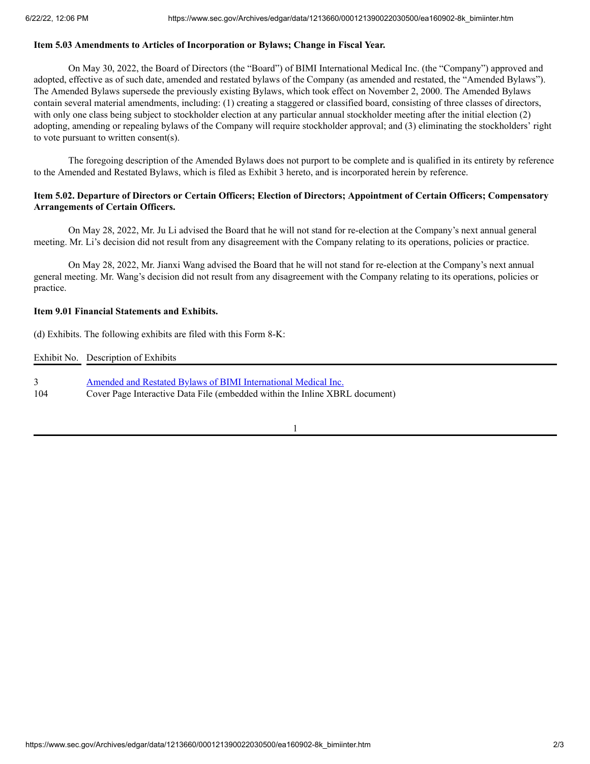**Item 5.03 Amendments to Articles of Incorporation or Bylaws; Change in Fiscal Year.**

On May 30, 2022, the Board of Directors (the "Board") of BIMI International Medical Inc. (the "Company") approved and adopted, effective as of such date, amended and restated bylaws of the Company (as amended and restated, the "Amended Bylaws"). The Amended Bylaws supersede the previously existing Bylaws, which took effect on November 2, 2000. The Amended Bylaws contain several material amendments, including: (1) creating a staggered or classified board, consisting of three classes of directors, with only one class being subject to stockholder election at any particular annual stockholder meeting after the initial election (2) adopting, amending or repealing bylaws of the Company will require stockholder approval; and (3) eliminating the stockholders' right to vote pursuant to written consent(s).

The foregoing description of the Amended Bylaws does not purport to be complete and is qualified in its entirety by reference to the Amended and Restated Bylaws, which is filed as Exhibit 3 hereto, and is incorporated herein by reference.

**Item 5.02. Departure of Directors or Certain Officers; Election of Directors; Appointment of Certain Officers; Compensatory Arrangements of Certain Officers.**

On May 28, 2022, Mr. Ju Li advised the Board that he will not stand for re-election at the Company's next annual general meeting. Mr. Li's decision did not result from any disagreement with the Company relating to its operations, policies or practice.

On May 28, 2022, Mr. Jianxi Wang advised the Board that he will not stand for re-election at the Company's next annual general meeting. Mr. Wang's decision did not result from any disagreement with the Company relating to its operations, policies or practice.

**Item 9.01 Financial Statements and Exhibits.**

(d) Exhibits. The following exhibits are filed with this Form 8-K:

| Exhibit No. | Description of Exhibits |
|---|---|
| 3 | Amended and Restated Bylaws of BIMI International Medical Inc. |
| 104 | Cover Page Interactive Data File (embedded within the Inline XBRL document) |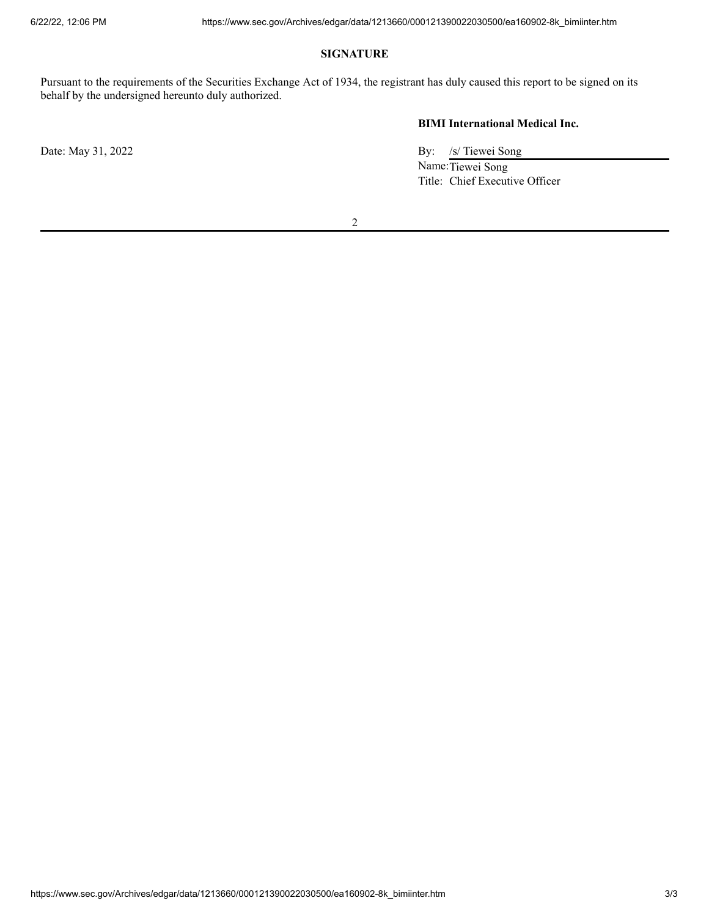**SIGNATURE**

Pursuant to the requirements of the Securities Exchange Act of 1934, the registrant has duly caused this report to be signed on its behalf by the undersigned hereunto duly authorized.

| | |
|---|---|
| | **BIMI International Medical Inc.** |
| Date: May 31, 2022 | By: /s/ Tiewei Song |
| | Name: Tiewei Song |
| | Title: Chief Executive Officer |